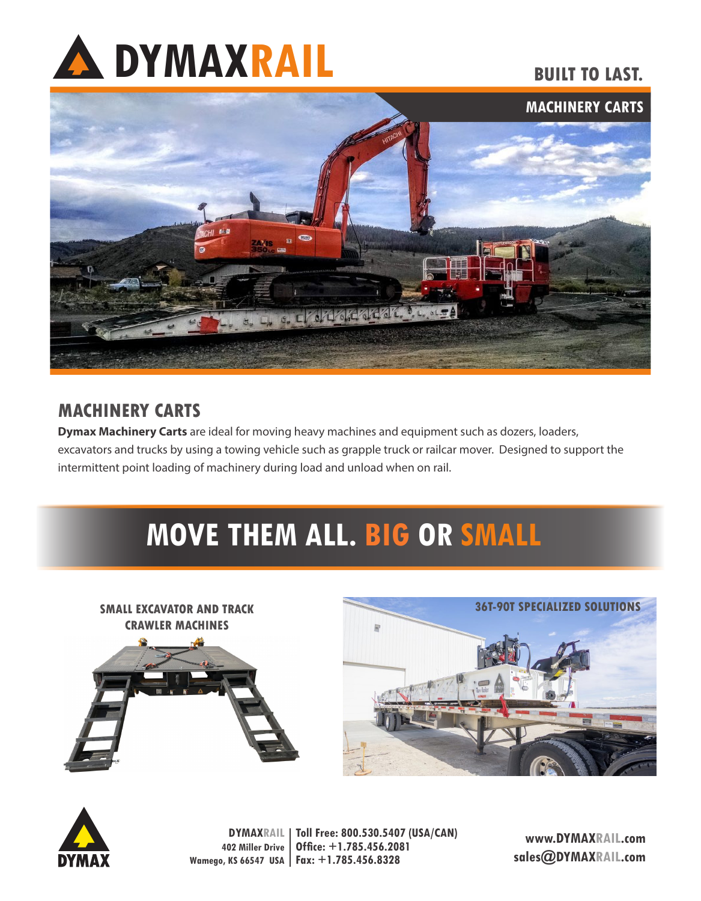# DYMAXRAIL

**BUILT TO LAST.**

**MACHINERY CARTS**

## MACHINERY CARTS

**Dymax Machinery Carts** are ideal for moving heavy machines and equipment such as dozers, loaders, excavators and trucks by using a towing vehicle such as grapple truck or railcar mover. Designed to support the intermittent point loading of machinery during load and unload when on rail.

## MOVE THEM ALL. BIG OR SMALL

**SMALL EXCAVATOR AND TRACK CRAWLER MACHINES**

**36T-90T SPECIALIZED SOLUTIONS**

DYMAXRAIL
402 Miller Drive
Wamego, KS 66547 USA

Toll Free: 800.530.5407 (USA/CAN)
Office: +1.785.456.2081
Fax: +1.785.456.8328

www.DYMAXRAIL.com
sales@DYMAXRAIL.com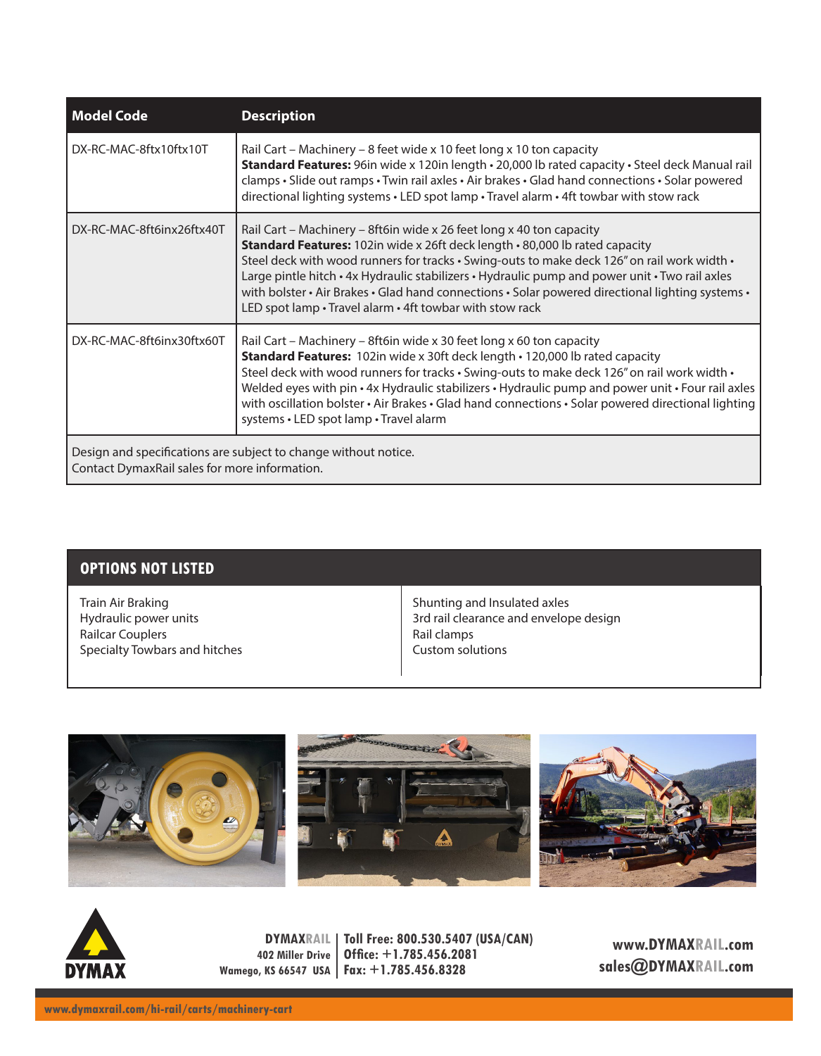| Model Code | Description |
|---|---|
| DX-RC-MAC-8ftx10ftx10T | Rail Cart – Machinery – 8 feet wide x 10 feet long x 10 ton capacity **Standard Features:** 96in wide x 120in length • 20,000 lb rated capacity • Steel deck Manual rail clamps • Slide out ramps • Twin rail axles • Air brakes • Glad hand connections • Solar powered directional lighting systems • LED spot lamp • Travel alarm • 4ft towbar with stow rack |
| DX-RC-MAC-8ft6inx26ftx40T | Rail Cart – Machinery – 8ft6in wide x 26 feet long x 40 ton capacity **Standard Features:** 102in wide x 26ft deck length • 80,000 lb rated capacity Steel deck with wood runners for tracks • Swing-outs to make deck 126" on rail work width • Large pintle hitch • 4x Hydraulic stabilizers • Hydraulic pump and power unit • Two rail axles with bolster • Air Brakes • Glad hand connections • Solar powered directional lighting systems • LED spot lamp • Travel alarm • 4ft towbar with stow rack |
| DX-RC-MAC-8ft6inx30ftx60T | Rail Cart – Machinery – 8ft6in wide x 30 feet long x 60 ton capacity **Standard Features:** 102in wide x 30ft deck length • 120,000 lb rated capacity Steel deck with wood runners for tracks • Swing-outs to make deck 126" on rail work width • Welded eyes with pin • 4x Hydraulic stabilizers • Hydraulic pump and power unit • Four rail axles with oscillation bolster • Air Brakes • Glad hand connections • Solar powered directional lighting systems • LED spot lamp • Travel alarm |
| Design and specifications are subject to change without notice. Contact DymaxRail sales for more information. | |

## OPTIONS NOT LISTED

- Train Air Braking
- Hydraulic power units
- Railcar Couplers
- Specialty Towbars and hitches
- Shunting and Insulated axles
- 3rd rail clearance and envelope design
- Rail clamps
- Custom solutions

DYMAX

**DYMAXRAIL**
**402 Miller Drive**
**Wamego, KS 66547 USA**

**Toll Free: 800.530.5407 (USA/CAN)**
**Office: +1.785.456.2081**
**Fax: +1.785.456.8328**

**www.DYMAXRAIL.com**
**sales@DYMAXRAIL.com**

www.dymaxrail.com/hi-rail/carts/machinery-cart